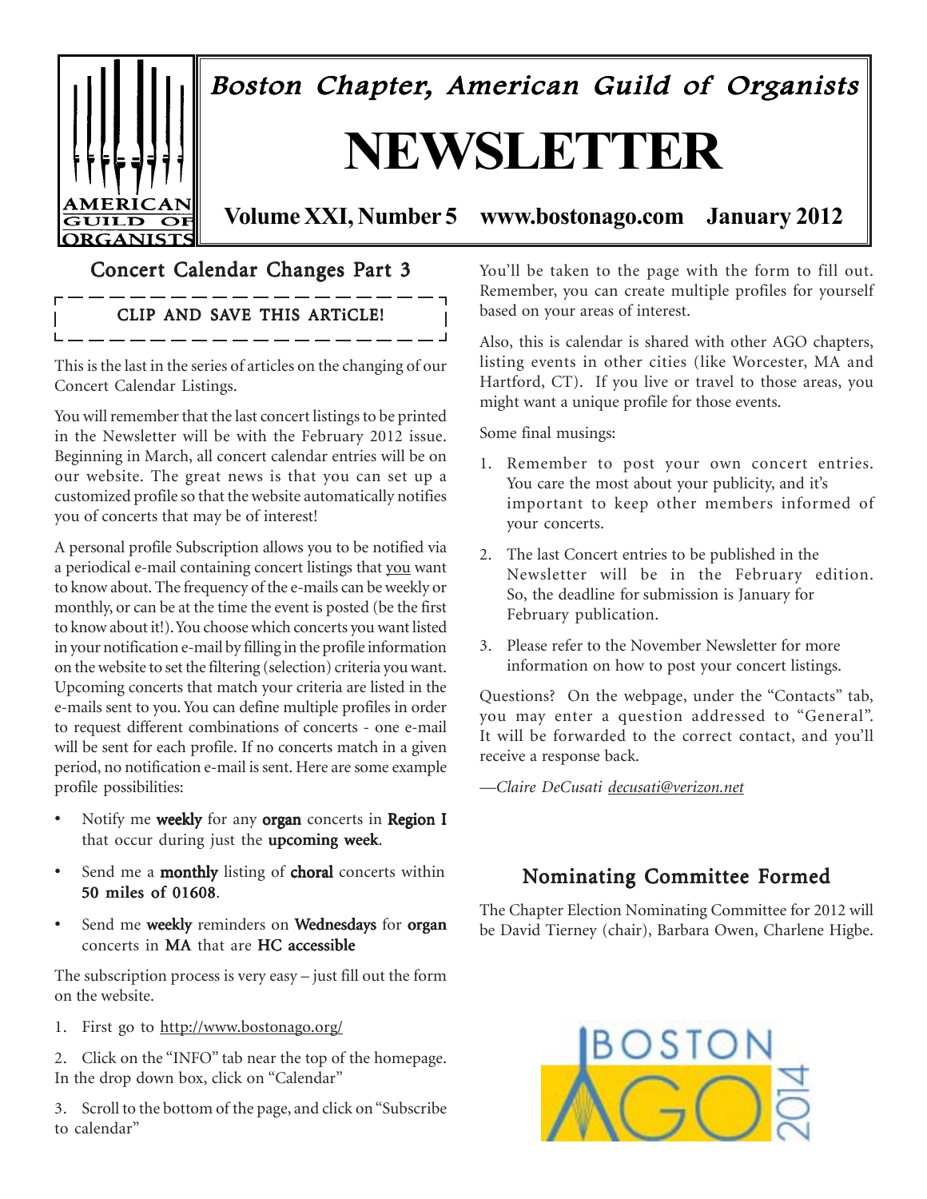# Boston Chapter, American Guild of Organists

# NEWSLETTER

**Volume XXI, Number 5 www.bostonago.com January 2012**

## Concert Calendar Changes Part 3

CLIP AND SAVE THIS ARTiCLE!

This is the last in the series of articles on the changing of our Concert Calendar Listings.

You will remember that the last concert listings to be printed in the Newsletter will be with the February 2012 issue. Beginning in March, all concert calendar entries will be on our website. The great news is that you can set up a customized profile so that the website automatically notifies you of concerts that may be of interest!

A personal profile Subscription allows you to be notified via a periodical e-mail containing concert listings that you want to know about. The frequency of the e-mails can be weekly or monthly, or can be at the time the event is posted (be the first to know about it!). You choose which concerts you want listed in your notification e-mail by filling in the profile information on the website to set the filtering (selection) criteria you want. Upcoming concerts that match your criteria are listed in the e-mails sent to you. You can define multiple profiles in order to request different combinations of concerts - one e-mail will be sent for each profile. If no concerts match in a given period, no notification e-mail is sent. Here are some example profile possibilities:

- Notify me **weekly** for any **organ** concerts in **Region I** that occur during just the **upcoming week**.
- Send me a **monthly** listing of **choral** concerts within **50 miles of 01608**.
- Send me **weekly** reminders on **Wednesdays** for **organ** concerts in **MA** that are **HC accessible**

The subscription process is very easy – just fill out the form on the website.

1. First go to http://www.bostonago.org/
2. Click on the "INFO" tab near the top of the homepage. In the drop down box, click on "Calendar"
3. Scroll to the bottom of the page, and click on "Subscribe to calendar"

You'll be taken to the page with the form to fill out. Remember, you can create multiple profiles for yourself based on your areas of interest.

Also, this is calendar is shared with other AGO chapters, listing events in other cities (like Worcester, MA and Hartford, CT). If you live or travel to those areas, you might want a unique profile for those events.

Some final musings:

1. Remember to post your own concert entries. You care the most about your publicity, and it's important to keep other members informed of your concerts.
2. The last Concert entries to be published in the Newsletter will be in the February edition. So, the deadline for submission is January for February publication.
3. Please refer to the November Newsletter for more information on how to post your concert listings.

Questions? On the webpage, under the "Contacts" tab, you may enter a question addressed to "General". It will be forwarded to the correct contact, and you'll receive a response back.

—*Claire DeCusati* decusati@verizon.net

## Nominating Committee Formed

The Chapter Election Nominating Committee for 2012 will be David Tierney (chair), Barbara Owen, Charlene Higbe.

BOSTON AGO 2014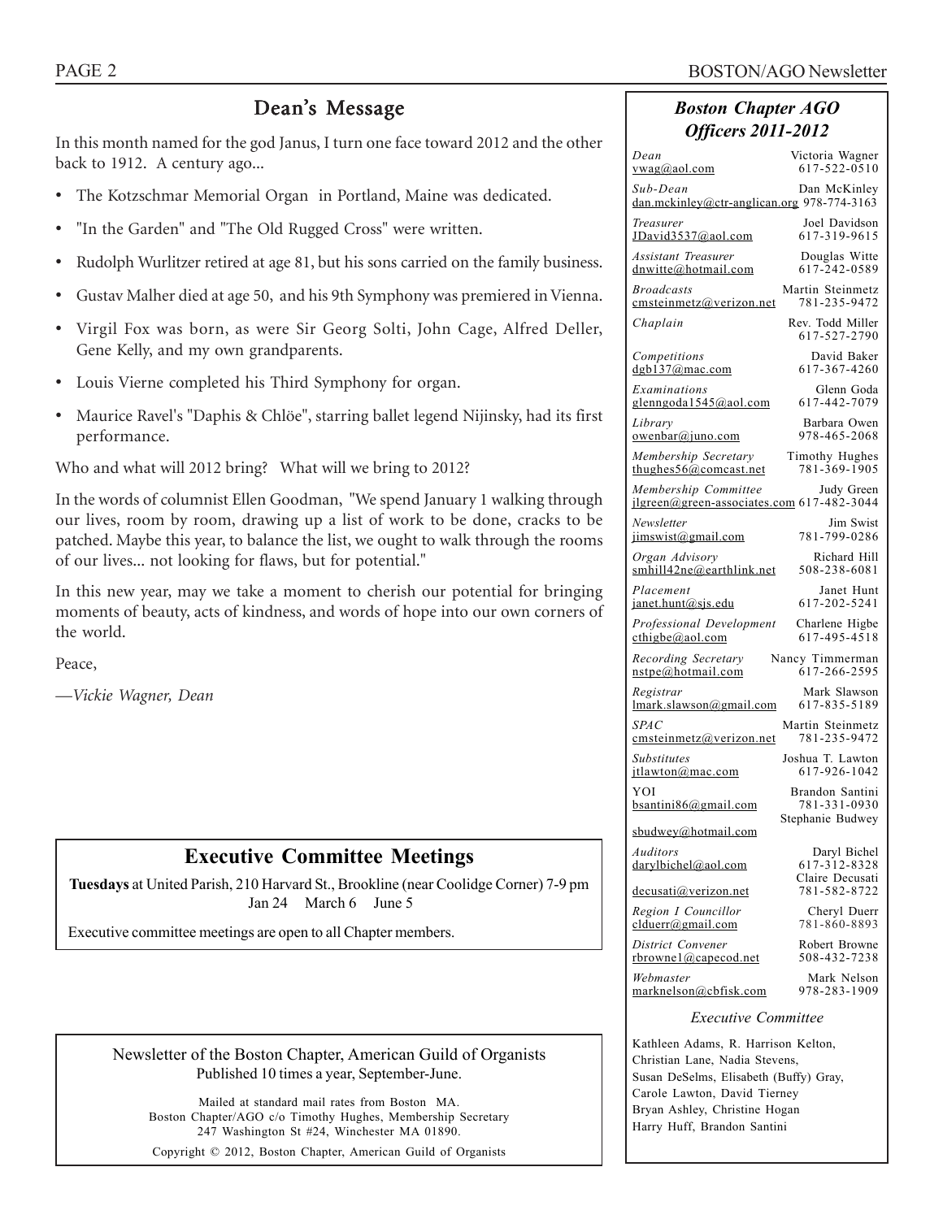## Dean's Message

In this month named for the god Janus, I turn one face toward 2012 and the other back to 1912. A century ago...

- The Kotzschmar Memorial Organ in Portland, Maine was dedicated.
- "In the Garden" and "The Old Rugged Cross" were written.
- Rudolph Wurlitzer retired at age 81, but his sons carried on the family business.
- Gustav Malher died at age 50, and his 9th Symphony was premiered in Vienna.
- Virgil Fox was born, as were Sir Georg Solti, John Cage, Alfred Deller, Gene Kelly, and my own grandparents.
- Louis Vierne completed his Third Symphony for organ.
- Maurice Ravel's "Daphis & Chlöe", starring ballet legend Nijinsky, had its first performance.

Who and what will 2012 bring? What will we bring to 2012?

In the words of columnist Ellen Goodman, "We spend January 1 walking through our lives, room by room, drawing up a list of work to be done, cracks to be patched. Maybe this year, to balance the list, we ought to walk through the rooms of our lives... not looking for flaws, but for potential."

In this new year, may we take a moment to cherish our potential for bringing moments of beauty, acts of kindness, and words of hope into our own corners of the world.

Peace,

—*Vickie Wagner, Dean*

## Executive Committee Meetings

**Tuesdays** at United Parish, 210 Harvard St., Brookline (near Coolidge Corner) 7-9 pm
Jan 24 March 6 June 5

Executive committee meetings are open to all Chapter members.

Newsletter of the Boston Chapter, American Guild of Organists
Published 10 times a year, September-June.

Mailed at standard mail rates from Boston MA.
Boston Chapter/AGO c/o Timothy Hughes, Membership Secretary
247 Washington St #24, Winchester MA 01890.

Copyright © 2012, Boston Chapter, American Guild of Organists

## *Boston Chapter AGO Officers 2011-2012*

| Position / Email | Name / Phone |
|---|---|
| *Dean* | Victoria Wagner |
| vwag@aol.com | 617-522-0510 |
| *Sub-Dean* | Dan McKinley |
| dan.mckinley@ctr-anglican.org | 978-774-3163 |
| *Treasurer* | Joel Davidson |
| JDavid3537@aol.com | 617-319-9615 |
| *Assistant Treasurer* | Douglas Witte |
| dnwitte@hotmail.com | 617-242-0589 |
| *Broadcasts* | Martin Steinmetz |
| cmsteinmetz@verizon.net | 781-235-9472 |
| *Chaplain* | Rev. Todd Miller |
| | 617-527-2790 |
| *Competitions* | David Baker |
| dgb137@mac.com | 617-367-4260 |
| *Examinations* | Glenn Goda |
| glenngoda1545@aol.com | 617-442-7079 |
| *Library* | Barbara Owen |
| owenbar@juno.com | 978-465-2068 |
| *Membership Secretary* | Timothy Hughes |
| thughes56@comcast.net | 781-369-1905 |
| *Membership Committee* | Judy Green |
| jlgreen@green-associates.com | 617-482-3044 |
| *Newsletter* | Jim Swist |
| jimswist@gmail.com | 781-799-0286 |
| *Organ Advisory* | Richard Hill |
| smhill42ne@earthlink.net | 508-238-6081 |
| *Placement* | Janet Hunt |
| janet.hunt@sjs.edu | 617-202-5241 |
| *Professional Development* | Charlene Higbe |
| cthigbe@aol.com | 617-495-4518 |
| *Recording Secretary* | Nancy Timmerman |
| nstpe@hotmail.com | 617-266-2595 |
| *Registrar* | Mark Slawson |
| lmark.slawson@gmail.com | 617-835-5189 |
| *SPAC* | Martin Steinmetz |
| cmsteinmetz@verizon.net | 781-235-9472 |
| *Substitutes* | Joshua T. Lawton |
| jtlawton@mac.com | 617-926-1042 |
| YOI | Brandon Santini |
| bsantini86@gmail.com | 781-331-0930 |
| | Stephanie Budwey |
| sbudwey@hotmail.com | |
| *Auditors* | Daryl Bichel |
| darylbichel@aol.com | 617-312-8328 |
| | Claire Decusati |
| decusati@verizon.net | 781-582-8722 |
| *Region I Councillor* | Cheryl Duerr |
| clduerr@gmail.com | 781-860-8893 |
| *District Convener* | Robert Browne |
| rbrowne1@capecod.net | 508-432-7238 |
| *Webmaster* | Mark Nelson |
| marknelson@cbfisk.com | 978-283-1909 |

*Executive Committee*

Kathleen Adams, R. Harrison Kelton, Christian Lane, Nadia Stevens, Susan DeSelms, Elisabeth (Buffy) Gray, Carole Lawton, David Tierney Bryan Ashley, Christine Hogan Harry Huff, Brandon Santini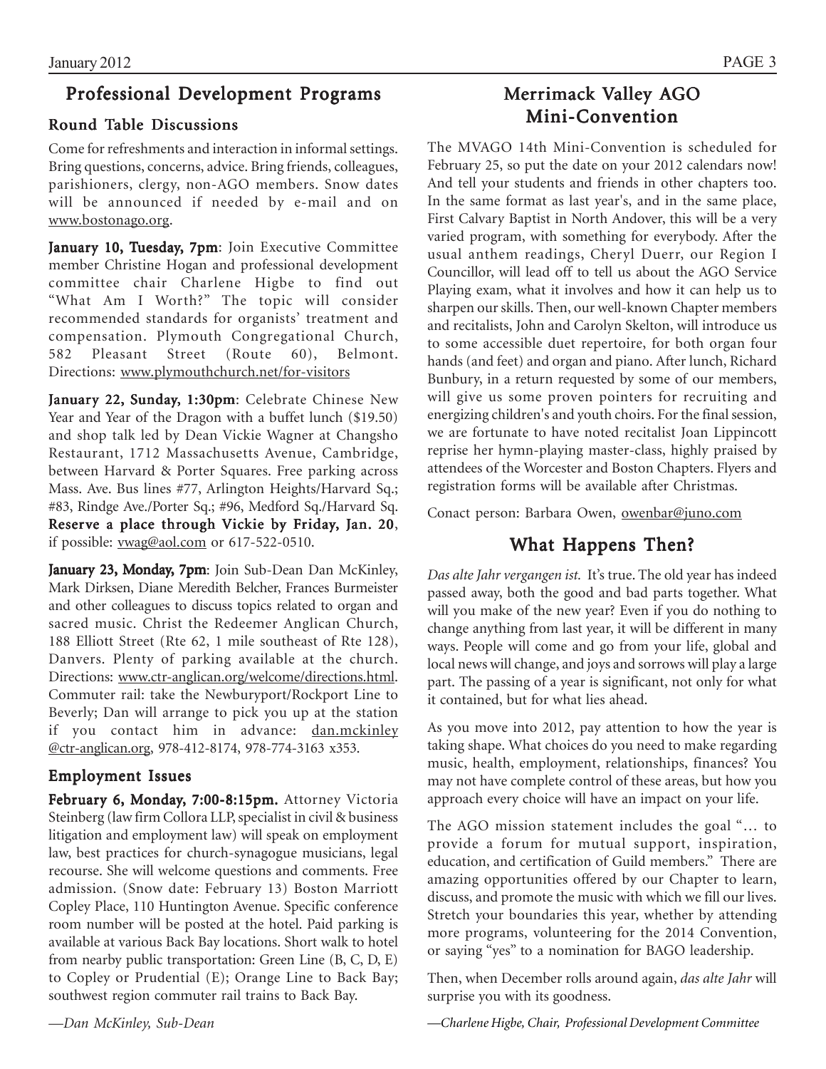## Professional Development Programs

### Round Table Discussions

Come for refreshments and interaction in informal settings. Bring questions, concerns, advice. Bring friends, colleagues, parishioners, clergy, non-AGO members. Snow dates will be announced if needed by e-mail and on www.bostonago.org.

**January 10, Tuesday, 7pm**: Join Executive Committee member Christine Hogan and professional development committee chair Charlene Higbe to find out "What Am I Worth?" The topic will consider recommended standards for organists' treatment and compensation. Plymouth Congregational Church, 582 Pleasant Street (Route 60), Belmont. Directions: www.plymouthchurch.net/for-visitors

**January 22, Sunday, 1:30pm**: Celebrate Chinese New Year and Year of the Dragon with a buffet lunch ($19.50) and shop talk led by Dean Vickie Wagner at Changsho Restaurant, 1712 Massachusetts Avenue, Cambridge, between Harvard & Porter Squares. Free parking across Mass. Ave. Bus lines #77, Arlington Heights/Harvard Sq.; #83, Rindge Ave./Porter Sq.; #96, Medford Sq./Harvard Sq. **Reserve a place through Vickie by Friday, Jan. 20**, if possible: vwag@aol.com or 617-522-0510.

**January 23, Monday, 7pm**: Join Sub-Dean Dan McKinley, Mark Dirksen, Diane Meredith Belcher, Frances Burmeister and other colleagues to discuss topics related to organ and sacred music. Christ the Redeemer Anglican Church, 188 Elliott Street (Rte 62, 1 mile southeast of Rte 128), Danvers. Plenty of parking available at the church. Directions: www.ctr-anglican.org/welcome/directions.html. Commuter rail: take the Newburyport/Rockport Line to Beverly; Dan will arrange to pick you up at the station if you contact him in advance: dan.mckinley@ctr-anglican.org, 978-412-8174, 978-774-3163 x353.

### Employment Issues

**February 6, Monday, 7:00-8:15pm.** Attorney Victoria Steinberg (law firm Collora LLP, specialist in civil & business litigation and employment law) will speak on employment law, best practices for church-synagogue musicians, legal recourse. She will welcome questions and comments. Free admission. (Snow date: February 13) Boston Marriott Copley Place, 110 Huntington Avenue. Specific conference room number will be posted at the hotel. Paid parking is available at various Back Bay locations. Short walk to hotel from nearby public transportation: Green Line (B, C, D, E) to Copley or Prudential (E); Orange Line to Back Bay; southwest region commuter rail trains to Back Bay.

*—Dan McKinley, Sub-Dean*

## Merrimack Valley AGO Mini-Convention

The MVAGO 14th Mini-Convention is scheduled for February 25, so put the date on your 2012 calendars now! And tell your students and friends in other chapters too. In the same format as last year's, and in the same place, First Calvary Baptist in North Andover, this will be a very varied program, with something for everybody. After the usual anthem readings, Cheryl Duerr, our Region I Councillor, will lead off to tell us about the AGO Service Playing exam, what it involves and how it can help us to sharpen our skills. Then, our well-known Chapter members and recitalists, John and Carolyn Skelton, will introduce us to some accessible duet repertoire, for both organ four hands (and feet) and organ and piano. After lunch, Richard Bunbury, in a return requested by some of our members, will give us some proven pointers for recruiting and energizing children's and youth choirs. For the final session, we are fortunate to have noted recitalist Joan Lippincott reprise her hymn-playing master-class, highly praised by attendees of the Worcester and Boston Chapters. Flyers and registration forms will be available after Christmas.

Conact person: Barbara Owen, owenbar@juno.com

## What Happens Then?

*Das alte Jahr vergangen ist.* It's true. The old year has indeed passed away, both the good and bad parts together. What will you make of the new year? Even if you do nothing to change anything from last year, it will be different in many ways. People will come and go from your life, global and local news will change, and joys and sorrows will play a large part. The passing of a year is significant, not only for what it contained, but for what lies ahead.

As you move into 2012, pay attention to how the year is taking shape. What choices do you need to make regarding music, health, employment, relationships, finances? You may not have complete control of these areas, but how you approach every choice will have an impact on your life.

The AGO mission statement includes the goal "… to provide a forum for mutual support, inspiration, education, and certification of Guild members." There are amazing opportunities offered by our Chapter to learn, discuss, and promote the music with which we fill our lives. Stretch your boundaries this year, whether by attending more programs, volunteering for the 2014 Convention, or saying "yes" to a nomination for BAGO leadership.

Then, when December rolls around again, *das alte Jahr* will surprise you with its goodness.

*—Charlene Higbe, Chair, Professional Development Committee*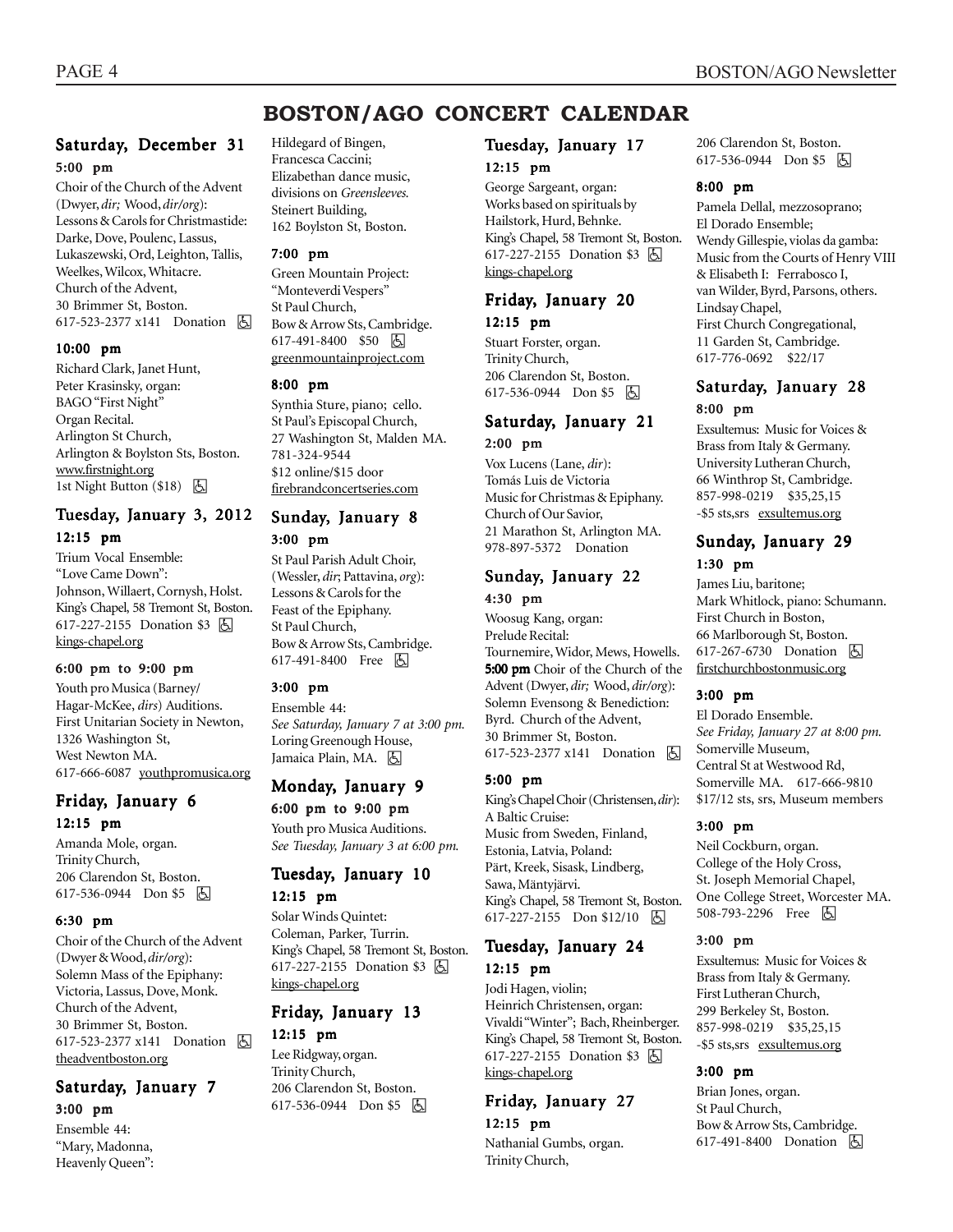# BOSTON/AGO CONCERT CALENDAR

## Saturday, December 31

### 5:00 pm

Choir of the Church of the Advent (Dwyer, *dir;* Wood, *dir/org*): Lessons & Carols for Christmastide: Darke, Dove, Poulenc, Lassus, Lukaszewski, Ord, Leighton, Tallis, Weelkes, Wilcox, Whitacre. Church of the Advent, 30 Brimmer St, Boston. 617-523-2377 x141 Donation ♿

### 10:00 pm

Richard Clark, Janet Hunt, Peter Krasinsky, organ: BAGO "First Night" Organ Recital. Arlington St Church, Arlington & Boylston Sts, Boston. www.firstnight.org 1st Night Button ($18) ♿

## Tuesday, January 3, 2012

### 12:15 pm

Trium Vocal Ensemble: "Love Came Down": Johnson, Willaert, Cornysh, Holst. King's Chapel, 58 Tremont St, Boston. 617-227-2155 Donation $3 ♿ kings-chapel.org

### 6:00 pm to 9:00 pm

Youth pro Musica (Barney/ Hagar-McKee, *dirs*) Auditions. First Unitarian Society in Newton, 1326 Washington St, West Newton MA. 617-666-6087 youthpromusica.org

## Friday, January 6

### 12:15 pm

Amanda Mole, organ. Trinity Church, 206 Clarendon St, Boston. 617-536-0944 Don $5 ♿

### 6:30 pm

Choir of the Church of the Advent (Dwyer & Wood, *dir/org*): Solemn Mass of the Epiphany: Victoria, Lassus, Dove, Monk. Church of the Advent, 30 Brimmer St, Boston. 617-523-2377 x141 Donation ♿ theadventboston.org

## Saturday, January 7

### 3:00 pm

Ensemble 44: "Mary, Madonna, Heavenly Queen": Hildegard of Bingen, Francesca Caccini; Elizabethan dance music, divisions on *Greensleeves.* Steinert Building, 162 Boylston St, Boston.

### 7:00 pm

Green Mountain Project: "Monteverdi Vespers" St Paul Church, Bow & Arrow Sts, Cambridge. 617-491-8400 $50 ♿ greenmountainproject.com

### 8:00 pm

Synthia Sture, piano; cello. St Paul's Episcopal Church, 27 Washington St, Malden MA. 781-324-9544 $12 online/$15 door firebrandconcertseries.com

## Sunday, January 8

### 3:00 pm

St Paul Parish Adult Choir, (Wessler, *dir*; Pattavina, *org*): Lessons & Carols for the Feast of the Epiphany. St Paul Church, Bow & Arrow Sts, Cambridge. 617-491-8400 Free ♿

### 3:00 pm

Ensemble 44: *See Saturday, January 7 at 3:00 pm.* Loring Greenough House, Jamaica Plain, MA. ♿

## Monday, January 9

### 6:00 pm to 9:00 pm

Youth pro Musica Auditions. *See Tuesday, January 3 at 6:00 pm.*

## Tuesday, January 10

### 12:15 pm

Solar Winds Quintet: Coleman, Parker, Turrin. King's Chapel, 58 Tremont St, Boston. 617-227-2155 Donation $3 ♿ kings-chapel.org

## Friday, January 13

### 12:15 pm

Lee Ridgway, organ. Trinity Church, 206 Clarendon St, Boston. 617-536-0944 Don $5 ♿

## Tuesday, January 17

### 12:15 pm

George Sargeant, organ: Works based on spirituals by Hailstork, Hurd, Behnke. King's Chapel, 58 Tremont St, Boston. 617-227-2155 Donation $3 ♿ kings-chapel.org

## Friday, January 20

### 12:15 pm

Stuart Forster, organ. Trinity Church, 206 Clarendon St, Boston. 617-536-0944 Don $5 ♿

## Saturday, January 21

### 2:00 pm

Vox Lucens (Lane, *dir*): Tomás Luis de Victoria Music for Christmas & Epiphany. Church of Our Savior, 21 Marathon St, Arlington MA. 978-897-5372 Donation

## Sunday, January 22

### 4:30 pm

Woosug Kang, organ: Prelude Recital: Tournemire, Widor, Mews, Howells. **5:00 pm** Choir of the Church of the Advent (Dwyer, *dir;* Wood, *dir/org*): Solemn Evensong & Benediction: Byrd. Church of the Advent, 30 Brimmer St, Boston. 617-523-2377 x141 Donation ♿

### 5:00 pm

King's Chapel Choir (Christensen, *dir*): A Baltic Cruise: Music from Sweden, Finland, Estonia, Latvia, Poland: Pärt, Kreek, Sisask, Lindberg, Sawa, Mäntyjärvi. King's Chapel, 58 Tremont St, Boston. 617-227-2155 Don $12/10 ♿

## Tuesday, January 24

### 12:15 pm

Jodi Hagen, violin; Heinrich Christensen, organ: Vivaldi "Winter"; Bach, Rheinberger. King's Chapel, 58 Tremont St, Boston. 617-227-2155 Donation $3 ♿ kings-chapel.org

## Friday, January 27

### 12:15 pm

Nathanial Gumbs, organ. Trinity Church, 206 Clarendon St, Boston. 617-536-0944 Don $5 ♿

### 8:00 pm

Pamela Dellal, mezzosoprano; El Dorado Ensemble; Wendy Gillespie, violas da gamba: Music from the Courts of Henry VIII & Elisabeth I: Ferrabosco I, van Wilder, Byrd, Parsons, others. Lindsay Chapel, First Church Congregational, 11 Garden St, Cambridge. 617-776-0692 $22/17

## Saturday, January 28

### 8:00 pm

Exsultemus: Music for Voices & Brass from Italy & Germany. University Lutheran Church, 66 Winthrop St, Cambridge. 857-998-0219 $35,25,15 -$5 sts,srs exsultemus.org

## Sunday, January 29

### 1:30 pm

James Liu, baritone; Mark Whitlock, piano: Schumann. First Church in Boston, 66 Marlborough St, Boston. 617-267-6730 Donation ♿ firstchurchbostonmusic.org

### 3:00 pm

El Dorado Ensemble. *See Friday, January 27 at 8:00 pm.* Somerville Museum, Central St at Westwood Rd, Somerville MA. 617-666-9810 $17/12 sts, srs, Museum members

### 3:00 pm

Neil Cockburn, organ. College of the Holy Cross, St. Joseph Memorial Chapel, One College Street, Worcester MA. 508-793-2296 Free ♿

### 3:00 pm

Exsultemus: Music for Voices & Brass from Italy & Germany. First Lutheran Church, 299 Berkeley St, Boston. 857-998-0219 $35,25,15 -$5 sts,srs exsultemus.org

### 3:00 pm

Brian Jones, organ. St Paul Church, Bow & Arrow Sts, Cambridge. 617-491-8400 Donation ♿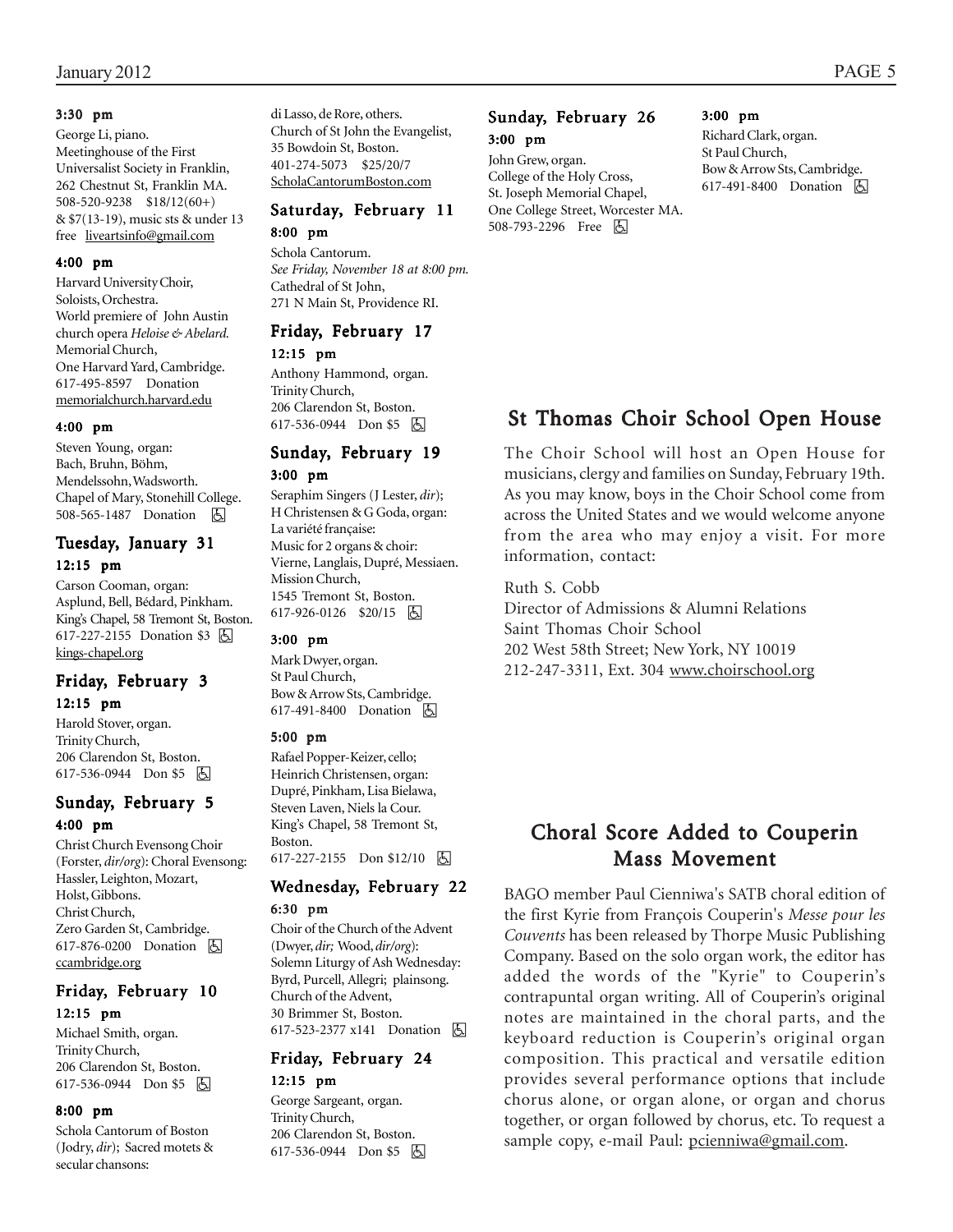#### 3:30 pm

George Li, piano.
Meetinghouse of the First Universalist Society in Franklin, 262 Chestnut St, Franklin MA.
508-520-9238 $18/12(60+) & $7(13-19), music sts & under 13 free liveartsinfo@gmail.com

#### 4:00 pm

Harvard University Choir, Soloists, Orchestra.
World premiere of John Austin church opera *Heloise & Abelard.*
Memorial Church, One Harvard Yard, Cambridge.
617-495-8597 Donation
memorialchurch.harvard.edu

#### 4:00 pm

Steven Young, organ: Bach, Bruhn, Böhm, Mendelssohn, Wadsworth.
Chapel of Mary, Stonehill College.
508-565-1487 Donation ♿

### Tuesday, January 31

#### 12:15 pm

Carson Cooman, organ: Asplund, Bell, Bédard, Pinkham.
King's Chapel, 58 Tremont St, Boston.
617-227-2155 Donation $3 ♿
kings-chapel.org

### Friday, February 3

#### 12:15 pm

Harold Stover, organ.
Trinity Church, 206 Clarendon St, Boston.
617-536-0944 Don $5 ♿

### Sunday, February 5

#### 4:00 pm

Christ Church Evensong Choir (Forster, *dir/org*): Choral Evensong: Hassler, Leighton, Mozart, Holst, Gibbons.
Christ Church, Zero Garden St, Cambridge.
617-876-0200 Donation ♿
ccambridge.org

### Friday, February 10

#### 12:15 pm

Michael Smith, organ.
Trinity Church, 206 Clarendon St, Boston.
617-536-0944 Don $5 ♿

#### 8:00 pm

Schola Cantorum of Boston (Jodry, *dir*); Sacred motets & secular chansons: di Lasso, de Rore, others.
Church of St John the Evangelist, 35 Bowdoin St, Boston.
401-274-5073 $25/20/7
ScholaCantorumBoston.com

### Saturday, February 11

#### 8:00 pm

Schola Cantorum.
*See Friday, November 18 at 8:00 pm.*
Cathedral of St John, 271 N Main St, Providence RI.

### Friday, February 17

#### 12:15 pm

Anthony Hammond, organ.
Trinity Church, 206 Clarendon St, Boston.
617-536-0944 Don $5 ♿

### Sunday, February 19

#### 3:00 pm

Seraphim Singers (J Lester, *dir*); H Christensen & G Goda, organ: La variété française: Music for 2 organs & choir: Vierne, Langlais, Dupré, Messiaen.
Mission Church, 1545 Tremont St, Boston.
617-926-0126 $20/15 ♿

#### 3:00 pm

Mark Dwyer, organ.
St Paul Church, Bow & Arrow Sts, Cambridge.
617-491-8400 Donation ♿

#### 5:00 pm

Rafael Popper-Keizer, cello; Heinrich Christensen, organ: Dupré, Pinkham, Lisa Bielawa, Steven Laven, Niels la Cour.
King's Chapel, 58 Tremont St, Boston.
617-227-2155 Don $12/10 ♿

### Wednesday, February 22

#### 6:30 pm

Choir of the Church of the Advent (Dwyer, *dir;* Wood, *dir/org*): Solemn Liturgy of Ash Wednesday: Byrd, Purcell, Allegri; plainsong.
Church of the Advent, 30 Brimmer St, Boston.
617-523-2377 x141 Donation ♿

### Friday, February 24

#### 12:15 pm

George Sargeant, organ.
Trinity Church, 206 Clarendon St, Boston.
617-536-0944 Don $5 ♿

### Sunday, February 26

#### 3:00 pm

John Grew, organ.
College of the Holy Cross, St. Joseph Memorial Chapel, One College Street, Worcester MA.
508-793-2296 Free ♿

#### 3:00 pm

Richard Clark, organ.
St Paul Church, Bow & Arrow Sts, Cambridge.
617-491-8400 Donation ♿

## St Thomas Choir School Open House

The Choir School will host an Open House for musicians, clergy and families on Sunday, February 19th. As you may know, boys in the Choir School come from across the United States and we would welcome anyone from the area who may enjoy a visit. For more information, contact:

Ruth S. Cobb
Director of Admissions & Alumni Relations
Saint Thomas Choir School
202 West 58th Street; New York, NY 10019
212-247-3311, Ext. 304 www.choirschool.org

## Choral Score Added to Couperin Mass Movement

BAGO member Paul Cienniwa's SATB choral edition of the first Kyrie from François Couperin's *Messe pour les Couvents* has been released by Thorpe Music Publishing Company. Based on the solo organ work, the editor has added the words of the "Kyrie" to Couperin's contrapuntal organ writing. All of Couperin's original notes are maintained in the choral parts, and the keyboard reduction is Couperin's original organ composition. This practical and versatile edition provides several performance options that include chorus alone, or organ alone, or organ and chorus together, or organ followed by chorus, etc. To request a sample copy, e-mail Paul: pcienniwa@gmail.com.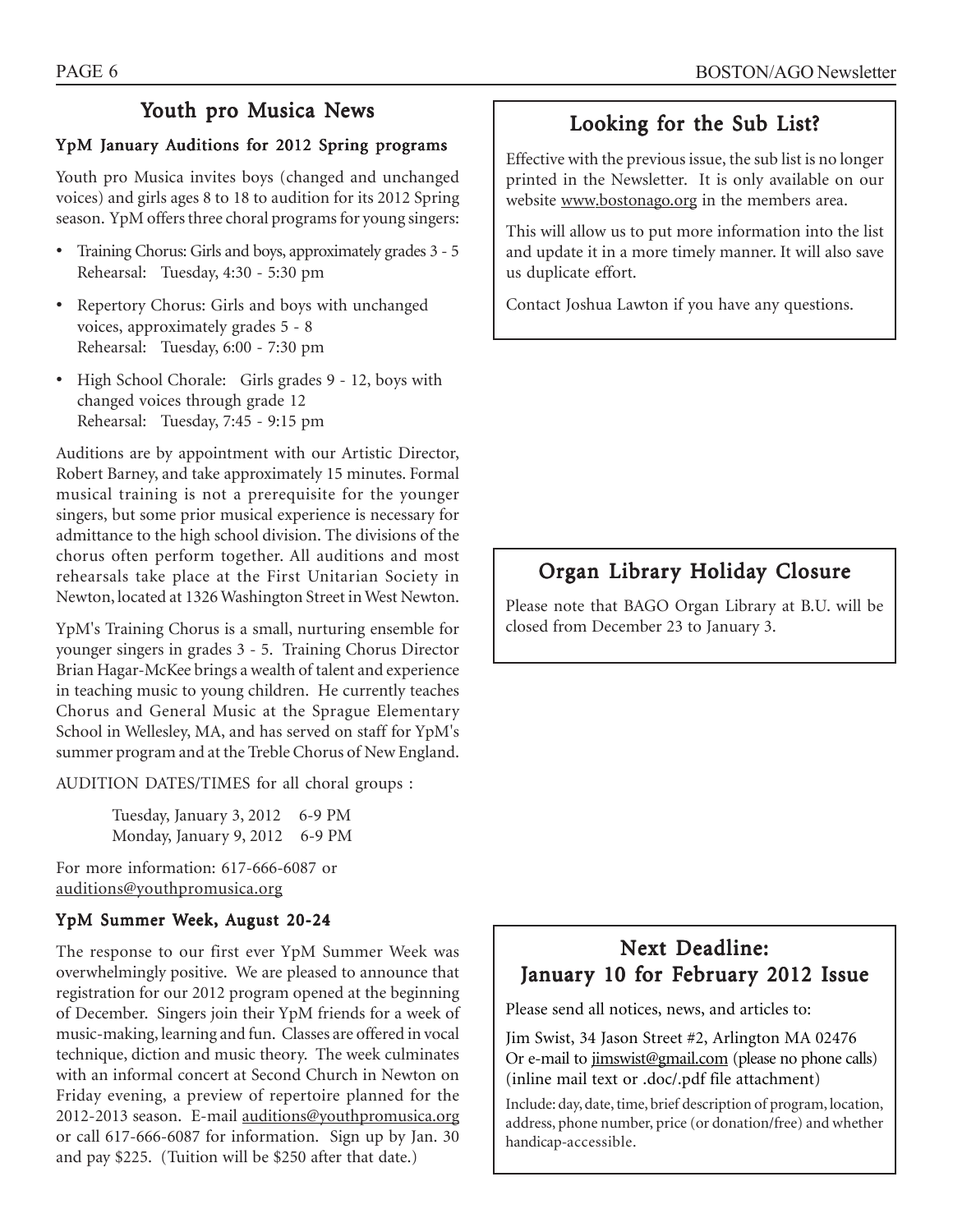## Youth pro Musica News

### YpM January Auditions for 2012 Spring programs

Youth pro Musica invites boys (changed and unchanged voices) and girls ages 8 to 18 to audition for its 2012 Spring season. YpM offers three choral programs for young singers:

- Training Chorus: Girls and boys, approximately grades 3 - 5
  Rehearsal: Tuesday, 4:30 - 5:30 pm
- Repertory Chorus: Girls and boys with unchanged voices, approximately grades 5 - 8
  Rehearsal: Tuesday, 6:00 - 7:30 pm
- High School Chorale: Girls grades 9 - 12, boys with changed voices through grade 12
  Rehearsal: Tuesday, 7:45 - 9:15 pm

Auditions are by appointment with our Artistic Director, Robert Barney, and take approximately 15 minutes. Formal musical training is not a prerequisite for the younger singers, but some prior musical experience is necessary for admittance to the high school division. The divisions of the chorus often perform together. All auditions and most rehearsals take place at the First Unitarian Society in Newton, located at 1326 Washington Street in West Newton.

YpM's Training Chorus is a small, nurturing ensemble for younger singers in grades 3 - 5. Training Chorus Director Brian Hagar-McKee brings a wealth of talent and experience in teaching music to young children. He currently teaches Chorus and General Music at the Sprague Elementary School in Wellesley, MA, and has served on staff for YpM's summer program and at the Treble Chorus of New England.

AUDITION DATES/TIMES for all choral groups :

Tuesday, January 3, 2012 6-9 PM
Monday, January 9, 2012 6-9 PM

For more information: 617-666-6087 or auditions@youthpromusica.org

### YpM Summer Week, August 20-24

The response to our first ever YpM Summer Week was overwhelmingly positive. We are pleased to announce that registration for our 2012 program opened at the beginning of December. Singers join their YpM friends for a week of music-making, learning and fun. Classes are offered in vocal technique, diction and music theory. The week culminates with an informal concert at Second Church in Newton on Friday evening, a preview of repertoire planned for the 2012-2013 season. E-mail auditions@youthpromusica.org or call 617-666-6087 for information. Sign up by Jan. 30 and pay $225. (Tuition will be $250 after that date.)

## Looking for the Sub List?

Effective with the previous issue, the sub list is no longer printed in the Newsletter. It is only available on our website www.bostonago.org in the members area.

This will allow us to put more information into the list and update it in a more timely manner. It will also save us duplicate effort.

Contact Joshua Lawton if you have any questions.

## Organ Library Holiday Closure

Please note that BAGO Organ Library at B.U. will be closed from December 23 to January 3.

## Next Deadline: January 10 for February 2012 Issue

Please send all notices, news, and articles to:

Jim Swist, 34 Jason Street #2, Arlington MA 02476
Or e-mail to jimswist@gmail.com (please no phone calls)
(inline mail text or .doc/.pdf file attachment)

Include: day, date, time, brief description of program, location, address, phone number, price (or donation/free) and whether handicap-accessible.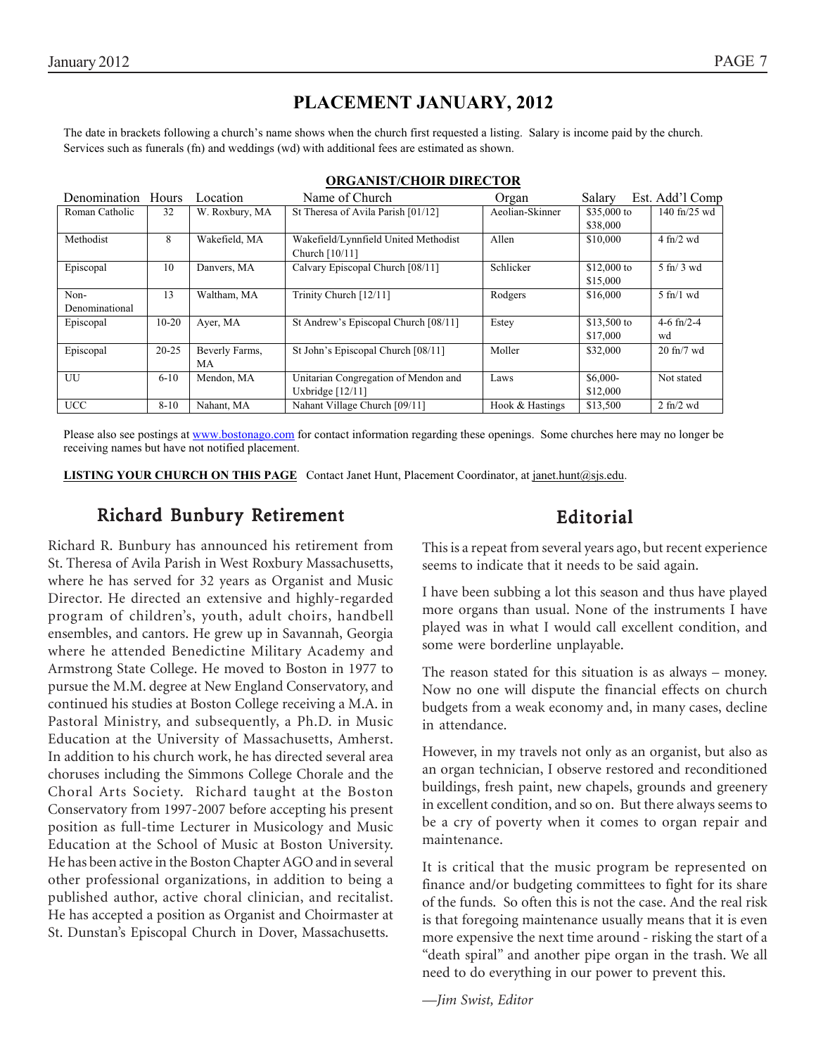# PLACEMENT JANUARY, 2012

The date in brackets following a church's name shows when the church first requested a listing. Salary is income paid by the church. Services such as funerals (fn) and weddings (wd) with additional fees are estimated as shown.

**ORGANIST/CHOIR DIRECTOR**

| Denomination | Hours | Location | Name of Church | Organ | Salary | Est. Add'l Comp |
|---|---|---|---|---|---|---|
| Roman Catholic | 32 | W. Roxbury, MA | St Theresa of Avila Parish [01/12] | Aeolian-Skinner | $35,000 to $38,000 | 140 fn/25 wd |
| Methodist | 8 | Wakefield, MA | Wakefield/Lynnfield United Methodist Church [10/11] | Allen | $10,000 | 4 fn/2 wd |
| Episcopal | 10 | Danvers, MA | Calvary Episcopal Church [08/11] | Schlicker | $12,000 to $15,000 | 5 fn/ 3 wd |
| Non-Denominational | 13 | Waltham, MA | Trinity Church [12/11] | Rodgers | $16,000 | 5 fn/1 wd |
| Episcopal | 10-20 | Ayer, MA | St Andrew's Episcopal Church [08/11] | Estey | $13,500 to $17,000 | 4-6 fn/2-4 wd |
| Episcopal | 20-25 | Beverly Farms, MA | St John's Episcopal Church [08/11] | Moller | $32,000 | 20 fn/7 wd |
| UU | 6-10 | Mendon, MA | Unitarian Congregation of Mendon and Uxbridge [12/11] | Laws | $6,000-$12,000 | Not stated |
| UCC | 8-10 | Nahant, MA | Nahant Village Church [09/11] | Hook & Hastings | $13,500 | 2 fn/2 wd |

Please also see postings at www.bostonago.com for contact information regarding these openings. Some churches here may no longer be receiving names but have not notified placement.

**LISTING YOUR CHURCH ON THIS PAGE** Contact Janet Hunt, Placement Coordinator, at janet.hunt@sjs.edu.

## Richard Bunbury Retirement

Richard R. Bunbury has announced his retirement from St. Theresa of Avila Parish in West Roxbury Massachusetts, where he has served for 32 years as Organist and Music Director. He directed an extensive and highly-regarded program of children's, youth, adult choirs, handbell ensembles, and cantors. He grew up in Savannah, Georgia where he attended Benedictine Military Academy and Armstrong State College. He moved to Boston in 1977 to pursue the M.M. degree at New England Conservatory, and continued his studies at Boston College receiving a M.A. in Pastoral Ministry, and subsequently, a Ph.D. in Music Education at the University of Massachusetts, Amherst. In addition to his church work, he has directed several area choruses including the Simmons College Chorale and the Choral Arts Society. Richard taught at the Boston Conservatory from 1997-2007 before accepting his present position as full-time Lecturer in Musicology and Music Education at the School of Music at Boston University. He has been active in the Boston Chapter AGO and in several other professional organizations, in addition to being a published author, active choral clinician, and recitalist. He has accepted a position as Organist and Choirmaster at St. Dunstan's Episcopal Church in Dover, Massachusetts.

## Editorial

This is a repeat from several years ago, but recent experience seems to indicate that it needs to be said again.

I have been subbing a lot this season and thus have played more organs than usual. None of the instruments I have played was in what I would call excellent condition, and some were borderline unplayable.

The reason stated for this situation is as always – money. Now no one will dispute the financial effects on church budgets from a weak economy and, in many cases, decline in attendance.

However, in my travels not only as an organist, but also as an organ technician, I observe restored and reconditioned buildings, fresh paint, new chapels, grounds and greenery in excellent condition, and so on. But there always seems to be a cry of poverty when it comes to organ repair and maintenance.

It is critical that the music program be represented on finance and/or budgeting committees to fight for its share of the funds. So often this is not the case. And the real risk is that foregoing maintenance usually means that it is even more expensive the next time around - risking the start of a "death spiral" and another pipe organ in the trash. We all need to do everything in our power to prevent this.

*—Jim Swist, Editor*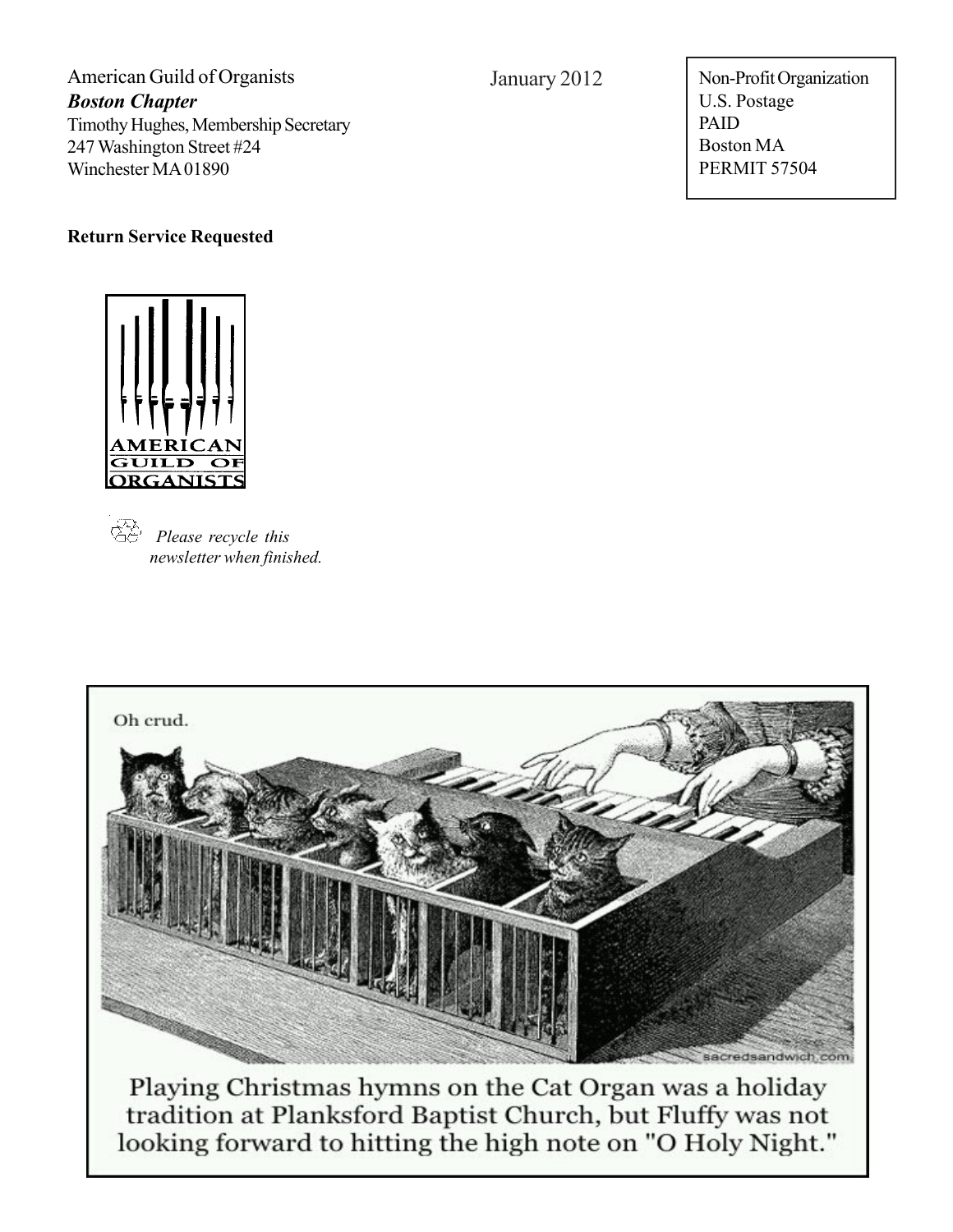American Guild of Organists
***Boston Chapter***
Timothy Hughes, Membership Secretary
247 Washington Street #24
Winchester MA 01890

January 2012

Non-Profit Organization
U.S. Postage
PAID
Boston MA
PERMIT 57504

**Return Service Requested**

AMERICAN GUILD OF ORGANISTS

*Please recycle this newsletter when finished.*

Oh crud.

sacredsandwich.com

Playing Christmas hymns on the Cat Organ was a holiday tradition at Planksford Baptist Church, but Fluffy was not looking forward to hitting the high note on "O Holy Night."